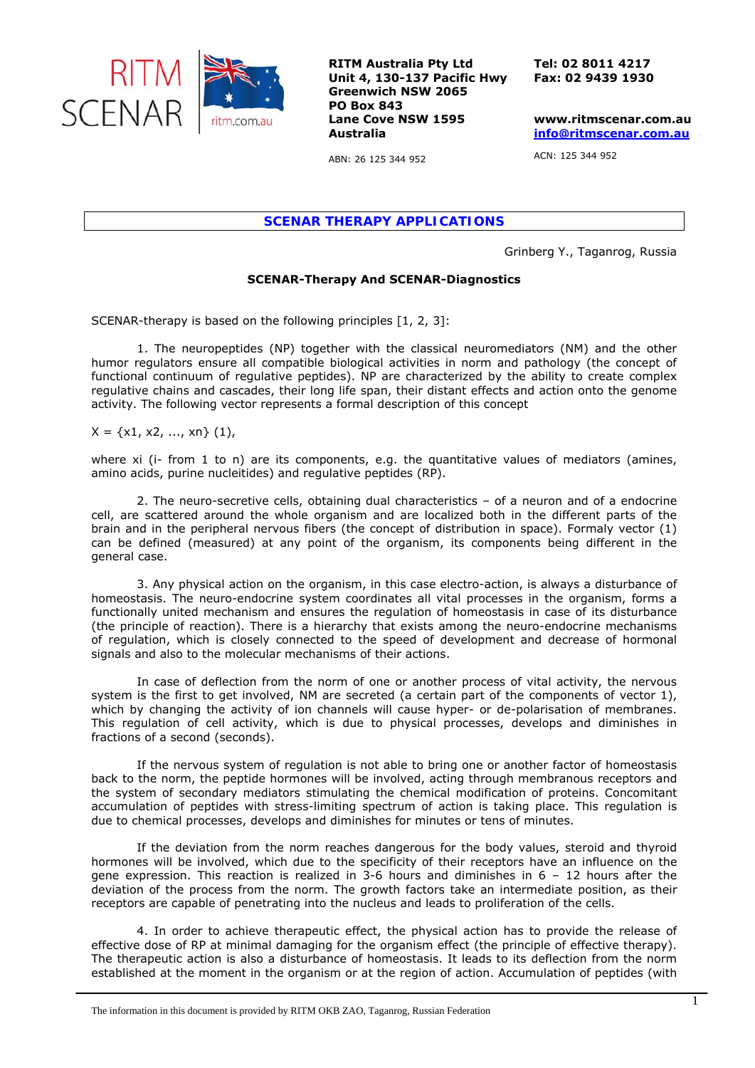RITM Australia Pty Ltd
Unit 4, 130-137 Pacific Hwy
Greenwich NSW 2065
PO Box 843
Lane Cove NSW 1595
Australia

ABN: 26 125 344 952

Tel: 02 8011 4217
Fax: 02 9439 1930

www.ritmscenar.com.au
info@ritmscenar.com.au

ACN: 125 344 952

## SCENAR THERAPY APPLICATIONS

Grinberg Y., Taganrog, Russia

### SCENAR-Therapy And SCENAR-Diagnostics

SCENAR-therapy is based on the following principles [1, 2, 3]:

1. The neuropeptides (NP) together with the classical neuromediators (NM) and the other humor regulators ensure all compatible biological activities in norm and pathology (the concept of functional continuum of regulative peptides). NP are characterized by the ability to create complex regulative chains and cascades, their long life span, their distant effects and action onto the genome activity. The following vector represents a formal description of this concept

$X = \{x1, x2, ..., xn\}$ (1),

where xi (i- from 1 to n) are its components, e.g. the quantitative values of mediators (amines, amino acids, purine nucleitides) and regulative peptides (RP).

2. The neuro-secretive cells, obtaining dual characteristics – of a neuron and of a endocrine cell, are scattered around the whole organism and are localized both in the different parts of the brain and in the peripheral nervous fibers (the concept of distribution in space). Formaly vector (1) can be defined (measured) at any point of the organism, its components being different in the general case.

3. Any physical action on the organism, in this case electro-action, is always a disturbance of homeostasis. The neuro-endocrine system coordinates all vital processes in the organism, forms a functionally united mechanism and ensures the regulation of homeostasis in case of its disturbance (the principle of reaction). There is a hierarchy that exists among the neuro-endocrine mechanisms of regulation, which is closely connected to the speed of development and decrease of hormonal signals and also to the molecular mechanisms of their actions.

In case of deflection from the norm of one or another process of vital activity, the nervous system is the first to get involved, NM are secreted (a certain part of the components of vector 1), which by changing the activity of ion channels will cause hyper- or de-polarisation of membranes. This regulation of cell activity, which is due to physical processes, develops and diminishes in fractions of a second (seconds).

If the nervous system of regulation is not able to bring one or another factor of homeostasis back to the norm, the peptide hormones will be involved, acting through membranous receptors and the system of secondary mediators stimulating the chemical modification of proteins. Concomitant accumulation of peptides with stress-limiting spectrum of action is taking place. This regulation is due to chemical processes, develops and diminishes for minutes or tens of minutes.

If the deviation from the norm reaches dangerous for the body values, steroid and thyroid hormones will be involved, which due to the specificity of their receptors have an influence on the gene expression. This reaction is realized in 3-6 hours and diminishes in 6 – 12 hours after the deviation of the process from the norm. The growth factors take an intermediate position, as their receptors are capable of penetrating into the nucleus and leads to proliferation of the cells.

4. In order to achieve therapeutic effect, the physical action has to provide the release of effective dose of RP at minimal damaging for the organism effect (the principle of effective therapy). The therapeutic action is also a disturbance of homeostasis. It leads to its deflection from the norm established at the moment in the organism or at the region of action. Accumulation of peptides (with

The information in this document is provided by RITM OKB ZAO, Taganrog, Russian Federation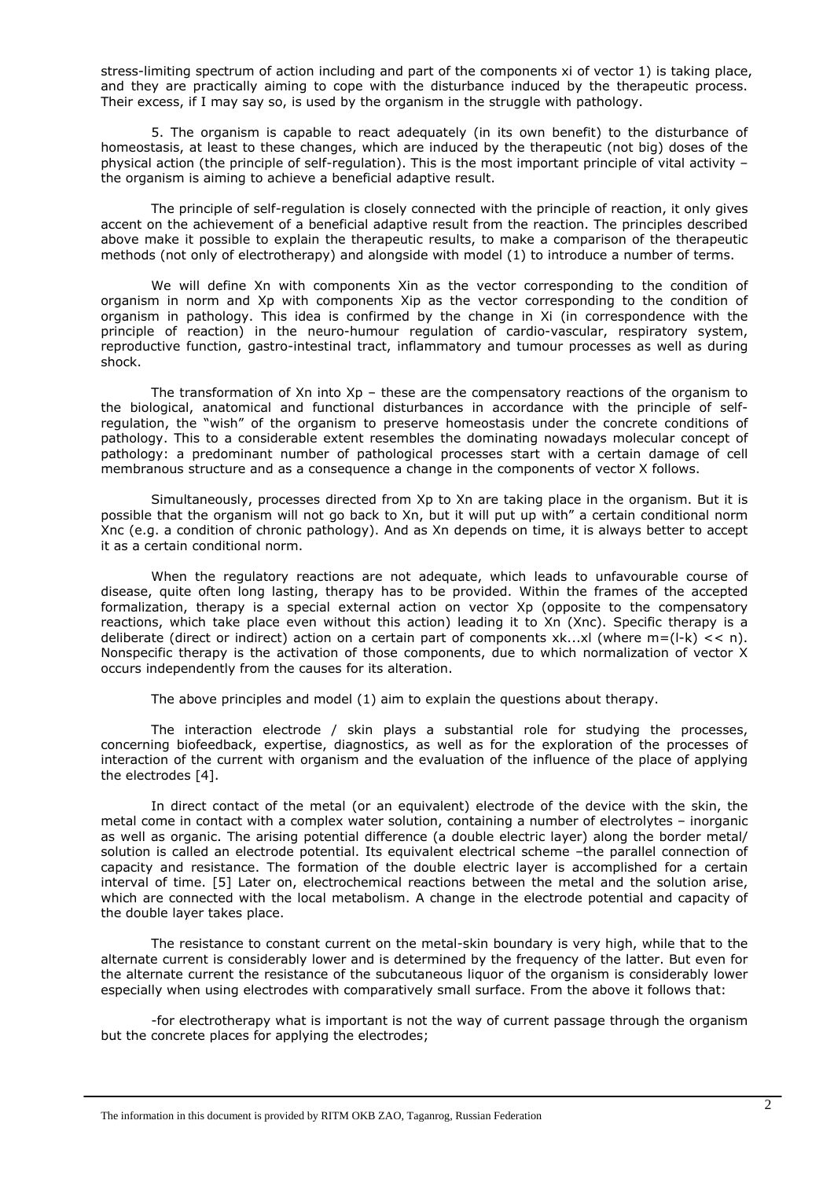stress-limiting spectrum of action including and part of the components $x_i$ of vector 1) is taking place, and they are practically aiming to cope with the disturbance induced by the therapeutic process. Their excess, if I may say so, is used by the organism in the struggle with pathology.

5. The organism is capable to react adequately (in its own benefit) to the disturbance of homeostasis, at least to these changes, which are induced by the therapeutic (not big) doses of the physical action (the principle of self-regulation). This is the most important principle of vital activity – the organism is aiming to achieve a beneficial adaptive result.

The principle of self-regulation is closely connected with the principle of reaction, it only gives accent on the achievement of a beneficial adaptive result from the reaction. The principles described above make it possible to explain the therapeutic results, to make a comparison of the therapeutic methods (not only of electrotherapy) and alongside with model (1) to introduce a number of terms.

We will define $X_n$ with components $X_{in}$ as the vector corresponding to the condition of organism in norm and $X_p$ with components $X_{ip}$ as the vector corresponding to the condition of organism in pathology. This idea is confirmed by the change in $X_i$ (in correspondence with the principle of reaction) in the neuro-humour regulation of cardio-vascular, respiratory system, reproductive function, gastro-intestinal tract, inflammatory and tumour processes as well as during shock.

The transformation of $X_n$ into $X_p$ – these are the compensatory reactions of the organism to the biological, anatomical and functional disturbances in accordance with the principle of self-regulation, the "wish" of the organism to preserve homeostasis under the concrete conditions of pathology. This to a considerable extent resembles the dominating nowadays molecular concept of pathology: a predominant number of pathological processes start with a certain damage of cell membranous structure and as a consequence a change in the components of vector X follows.

Simultaneously, processes directed from $X_p$ to $X_n$ are taking place in the organism. But it is possible that the organism will not go back to $X_n$, but it will put up with" a certain conditional norm $X_{nc}$ (e.g. a condition of chronic pathology). And as $X_n$ depends on time, it is always better to accept it as a certain conditional norm.

When the regulatory reactions are not adequate, which leads to unfavourable course of disease, quite often long lasting, therapy has to be provided. Within the frames of the accepted formalization, therapy is a special external action on vector $X_p$ (opposite to the compensatory reactions, which take place even without this action) leading it to $X_n$ ($X_{nc}$). Specific therapy is a deliberate (direct or indirect) action on a certain part of components $x_k...x_l$ (where $m=(l-k) << n$). Nonspecific therapy is the activation of those components, due to which normalization of vector X occurs independently from the causes for its alteration.

The above principles and model (1) aim to explain the questions about therapy.

The interaction electrode / skin plays a substantial role for studying the processes, concerning biofeedback, expertise, diagnostics, as well as for the exploration of the processes of interaction of the current with organism and the evaluation of the influence of the place of applying the electrodes [4].

In direct contact of the metal (or an equivalent) electrode of the device with the skin, the metal come in contact with a complex water solution, containing a number of electrolytes – inorganic as well as organic. The arising potential difference (a double electric layer) along the border metal/ solution is called an electrode potential. Its equivalent electrical scheme –the parallel connection of capacity and resistance. The formation of the double electric layer is accomplished for a certain interval of time. [5] Later on, electrochemical reactions between the metal and the solution arise, which are connected with the local metabolism. A change in the electrode potential and capacity of the double layer takes place.

The resistance to constant current on the metal-skin boundary is very high, while that to the alternate current is considerably lower and is determined by the frequency of the latter. But even for the alternate current the resistance of the subcutaneous liquor of the organism is considerably lower especially when using electrodes with comparatively small surface. From the above it follows that:

-for electrotherapy what is important is not the way of current passage through the organism but the concrete places for applying the electrodes;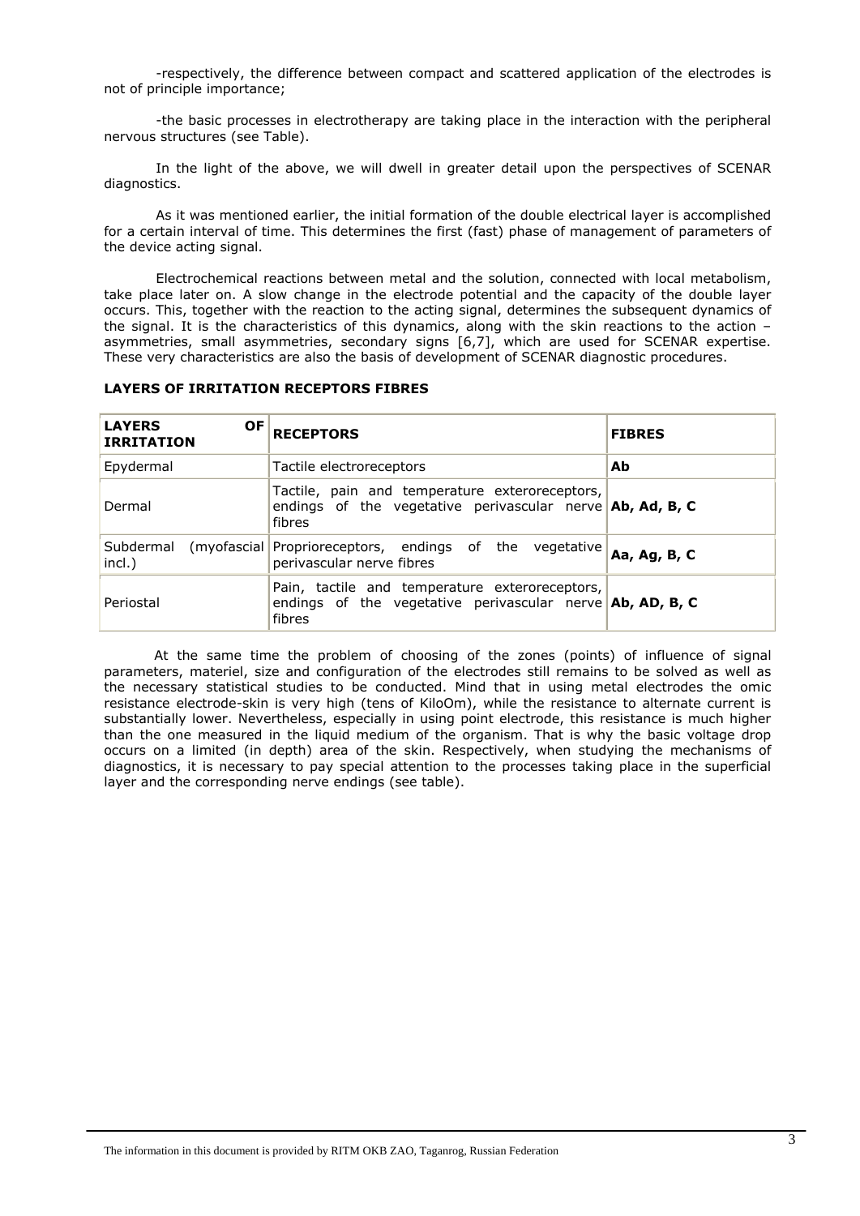-respectively, the difference between compact and scattered application of the electrodes is not of principle importance;

-the basic processes in electrotherapy are taking place in the interaction with the peripheral nervous structures (see Table).

In the light of the above, we will dwell in greater detail upon the perspectives of SCENAR diagnostics.

As it was mentioned earlier, the initial formation of the double electrical layer is accomplished for a certain interval of time. This determines the first (fast) phase of management of parameters of the device acting signal.

Electrochemical reactions between metal and the solution, connected with local metabolism, take place later on. A slow change in the electrode potential and the capacity of the double layer occurs. This, together with the reaction to the acting signal, determines the subsequent dynamics of the signal. It is the characteristics of this dynamics, along with the skin reactions to the action – asymmetries, small asymmetries, secondary signs [6,7], which are used for SCENAR expertise. These very characteristics are also the basis of development of SCENAR diagnostic procedures.

**LAYERS OF IRRITATION RECEPTORS FIBRES**

| **LAYERS OF IRRITATION** | **RECEPTORS** | **FIBRES** |
|---|---|---|
| Epydermal | Tactile electroreceptors | **Ab** |
| Dermal | Tactile, pain and temperature exteroreceptors, endings of the vegetative perivascular nerve fibres | **Ab, Ad, B, C** |
| Subdermal (myofascial incl.) | Proprioreceptors, endings of the vegetative perivascular nerve fibres | **Aa, Ag, B, C** |
| Periostal | Pain, tactile and temperature exteroreceptors, endings of the vegetative perivascular nerve fibres | **Ab, AD, B, C** |

At the same time the problem of choosing of the zones (points) of influence of signal parameters, materiel, size and configuration of the electrodes still remains to be solved as well as the necessary statistical studies to be conducted. Mind that in using metal electrodes the omic resistance electrode-skin is very high (tens of KiloOm), while the resistance to alternate current is substantially lower. Nevertheless, especially in using point electrode, this resistance is much higher than the one measured in the liquid medium of the organism. That is why the basic voltage drop occurs on a limited (in depth) area of the skin. Respectively, when studying the mechanisms of diagnostics, it is necessary to pay special attention to the processes taking place in the superficial layer and the corresponding nerve endings (see table).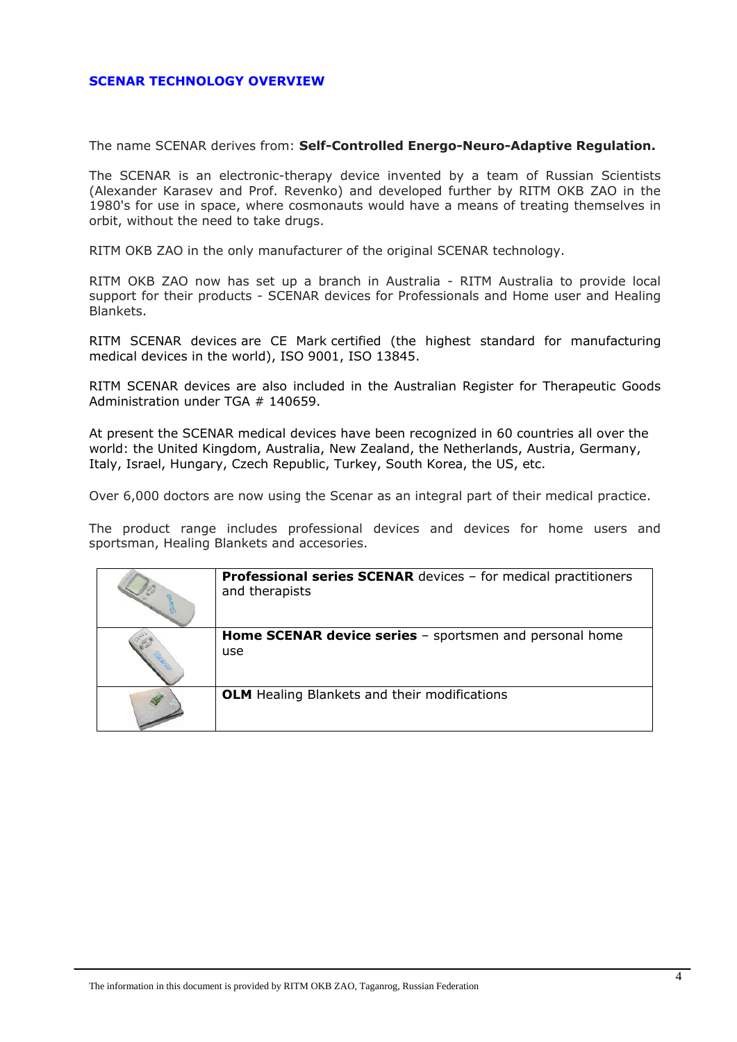## SCENAR TECHNOLOGY OVERVIEW

The name SCENAR derives from: **Self-Controlled Energo-Neuro-Adaptive Regulation.**

The SCENAR is an electronic-therapy device invented by a team of Russian Scientists (Alexander Karasev and Prof. Revenko) and developed further by RITM OKB ZAO in the 1980's for use in space, where cosmonauts would have a means of treating themselves in orbit, without the need to take drugs.

RITM OKB ZAO in the only manufacturer of the original SCENAR technology.

RITM OKB ZAO now has set up a branch in Australia - RITM Australia to provide local support for their products - SCENAR devices for Professionals and Home user and Healing Blankets.

RITM SCENAR devices are CE Mark certified (the highest standard for manufacturing medical devices in the world), ISO 9001, ISO 13845.

RITM SCENAR devices are also included in the Australian Register for Therapeutic Goods Administration under TGA # 140659.

At present the SCENAR medical devices have been recognized in 60 countries all over the world: the United Kingdom, Australia, New Zealand, the Netherlands, Austria, Germany, Italy, Israel, Hungary, Czech Republic, Turkey, South Korea, the US, etc.

Over 6,000 doctors are now using the Scenar as an integral part of their medical practice.

The product range includes professional devices and devices for home users and sportsman, Healing Blankets and accesories.

| | |
|---|---|
| | **Professional series SCENAR** devices – for medical practitioners and therapists |
| | **Home SCENAR device series** – sportsmen and personal home use |
| | **OLM** Healing Blankets and their modifications |

The information in this document is provided by RITM OKB ZAO, Taganrog, Russian Federation